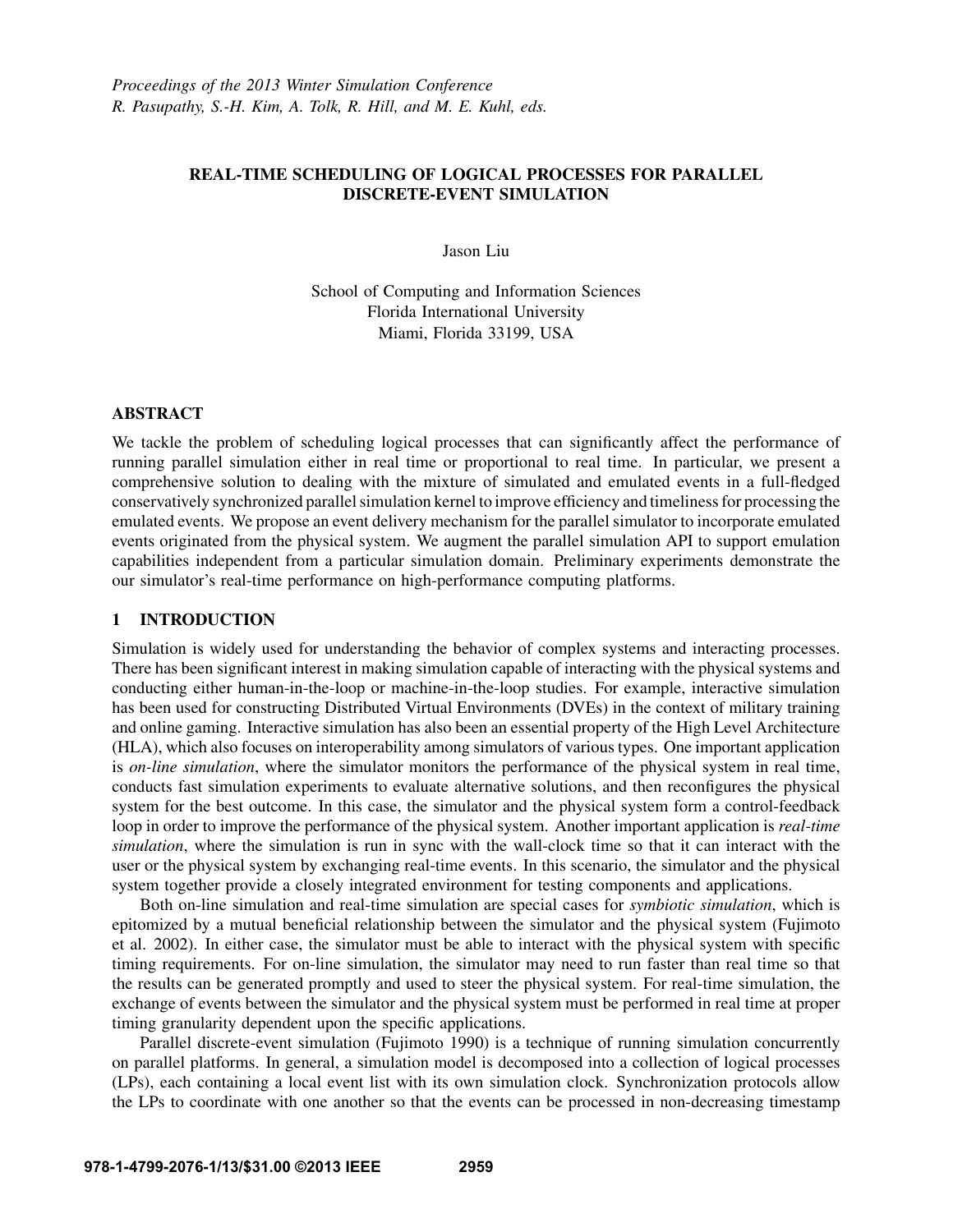*Proceedings of the 2013 Winter Simulation Conference*
*R. Pasupathy, S.-H. Kim, A. Tolk, R. Hill, and M. E. Kuhl, eds.*

# REAL-TIME SCHEDULING OF LOGICAL PROCESSES FOR PARALLEL DISCRETE-EVENT SIMULATION

Jason Liu

School of Computing and Information Sciences
Florida International University
Miami, Florida 33199, USA

## ABSTRACT

We tackle the problem of scheduling logical processes that can significantly affect the performance of running parallel simulation either in real time or proportional to real time. In particular, we present a comprehensive solution to dealing with the mixture of simulated and emulated events in a full-fledged conservatively synchronized parallel simulation kernel to improve efficiency and timeliness for processing the emulated events. We propose an event delivery mechanism for the parallel simulator to incorporate emulated events originated from the physical system. We augment the parallel simulation API to support emulation capabilities independent from a particular simulation domain. Preliminary experiments demonstrate the our simulator's real-time performance on high-performance computing platforms.

## 1 INTRODUCTION

Simulation is widely used for understanding the behavior of complex systems and interacting processes. There has been significant interest in making simulation capable of interacting with the physical systems and conducting either human-in-the-loop or machine-in-the-loop studies. For example, interactive simulation has been used for constructing Distributed Virtual Environments (DVEs) in the context of military training and online gaming. Interactive simulation has also been an essential property of the High Level Architecture (HLA), which also focuses on interoperability among simulators of various types. One important application is *on-line simulation*, where the simulator monitors the performance of the physical system in real time, conducts fast simulation experiments to evaluate alternative solutions, and then reconfigures the physical system for the best outcome. In this case, the simulator and the physical system form a control-feedback loop in order to improve the performance of the physical system. Another important application is *real-time simulation*, where the simulation is run in sync with the wall-clock time so that it can interact with the user or the physical system by exchanging real-time events. In this scenario, the simulator and the physical system together provide a closely integrated environment for testing components and applications.

Both on-line simulation and real-time simulation are special cases for *symbiotic simulation*, which is epitomized by a mutual beneficial relationship between the simulator and the physical system (Fujimoto et al. 2002). In either case, the simulator must be able to interact with the physical system with specific timing requirements. For on-line simulation, the simulator may need to run faster than real time so that the results can be generated promptly and used to steer the physical system. For real-time simulation, the exchange of events between the simulator and the physical system must be performed in real time at proper timing granularity dependent upon the specific applications.

Parallel discrete-event simulation (Fujimoto 1990) is a technique of running simulation concurrently on parallel platforms. In general, a simulation model is decomposed into a collection of logical processes (LPs), each containing a local event list with its own simulation clock. Synchronization protocols allow the LPs to coordinate with one another so that the events can be processed in non-decreasing timestamp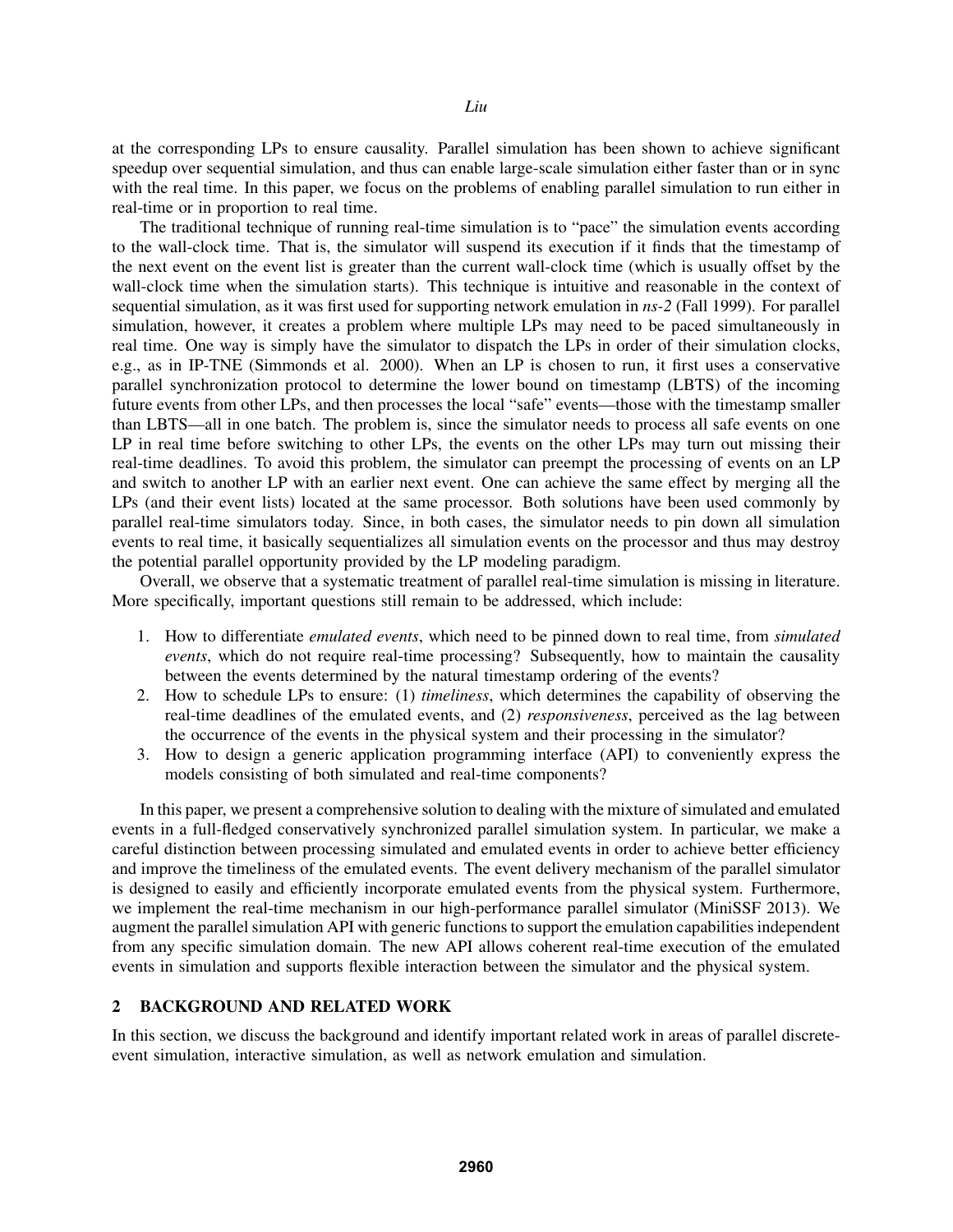at the corresponding LPs to ensure causality. Parallel simulation has been shown to achieve significant speedup over sequential simulation, and thus can enable large-scale simulation either faster than or in sync with the real time. In this paper, we focus on the problems of enabling parallel simulation to run either in real-time or in proportion to real time.

The traditional technique of running real-time simulation is to "pace" the simulation events according to the wall-clock time. That is, the simulator will suspend its execution if it finds that the timestamp of the next event on the event list is greater than the current wall-clock time (which is usually offset by the wall-clock time when the simulation starts). This technique is intuitive and reasonable in the context of sequential simulation, as it was first used for supporting network emulation in *ns-2* (Fall 1999). For parallel simulation, however, it creates a problem where multiple LPs may need to be paced simultaneously in real time. One way is simply have the simulator to dispatch the LPs in order of their simulation clocks, e.g., as in IP-TNE (Simmonds et al. 2000). When an LP is chosen to run, it first uses a conservative parallel synchronization protocol to determine the lower bound on timestamp (LBTS) of the incoming future events from other LPs, and then processes the local "safe" events—those with the timestamp smaller than LBTS—all in one batch. The problem is, since the simulator needs to process all safe events on one LP in real time before switching to other LPs, the events on the other LPs may turn out missing their real-time deadlines. To avoid this problem, the simulator can preempt the processing of events on an LP and switch to another LP with an earlier next event. One can achieve the same effect by merging all the LPs (and their event lists) located at the same processor. Both solutions have been used commonly by parallel real-time simulators today. Since, in both cases, the simulator needs to pin down all simulation events to real time, it basically sequentializes all simulation events on the processor and thus may destroy the potential parallel opportunity provided by the LP modeling paradigm.

Overall, we observe that a systematic treatment of parallel real-time simulation is missing in literature. More specifically, important questions still remain to be addressed, which include:

1. How to differentiate *emulated events*, which need to be pinned down to real time, from *simulated events*, which do not require real-time processing? Subsequently, how to maintain the causality between the events determined by the natural timestamp ordering of the events?
2. How to schedule LPs to ensure: (1) *timeliness*, which determines the capability of observing the real-time deadlines of the emulated events, and (2) *responsiveness*, perceived as the lag between the occurrence of the events in the physical system and their processing in the simulator?
3. How to design a generic application programming interface (API) to conveniently express the models consisting of both simulated and real-time components?

In this paper, we present a comprehensive solution to dealing with the mixture of simulated and emulated events in a full-fledged conservatively synchronized parallel simulation system. In particular, we make a careful distinction between processing simulated and emulated events in order to achieve better efficiency and improve the timeliness of the emulated events. The event delivery mechanism of the parallel simulator is designed to easily and efficiently incorporate emulated events from the physical system. Furthermore, we implement the real-time mechanism in our high-performance parallel simulator (MiniSSF 2013). We augment the parallel simulation API with generic functions to support the emulation capabilities independent from any specific simulation domain. The new API allows coherent real-time execution of the emulated events in simulation and supports flexible interaction between the simulator and the physical system.

## 2 BACKGROUND AND RELATED WORK

In this section, we discuss the background and identify important related work in areas of parallel discrete-event simulation, interactive simulation, as well as network emulation and simulation.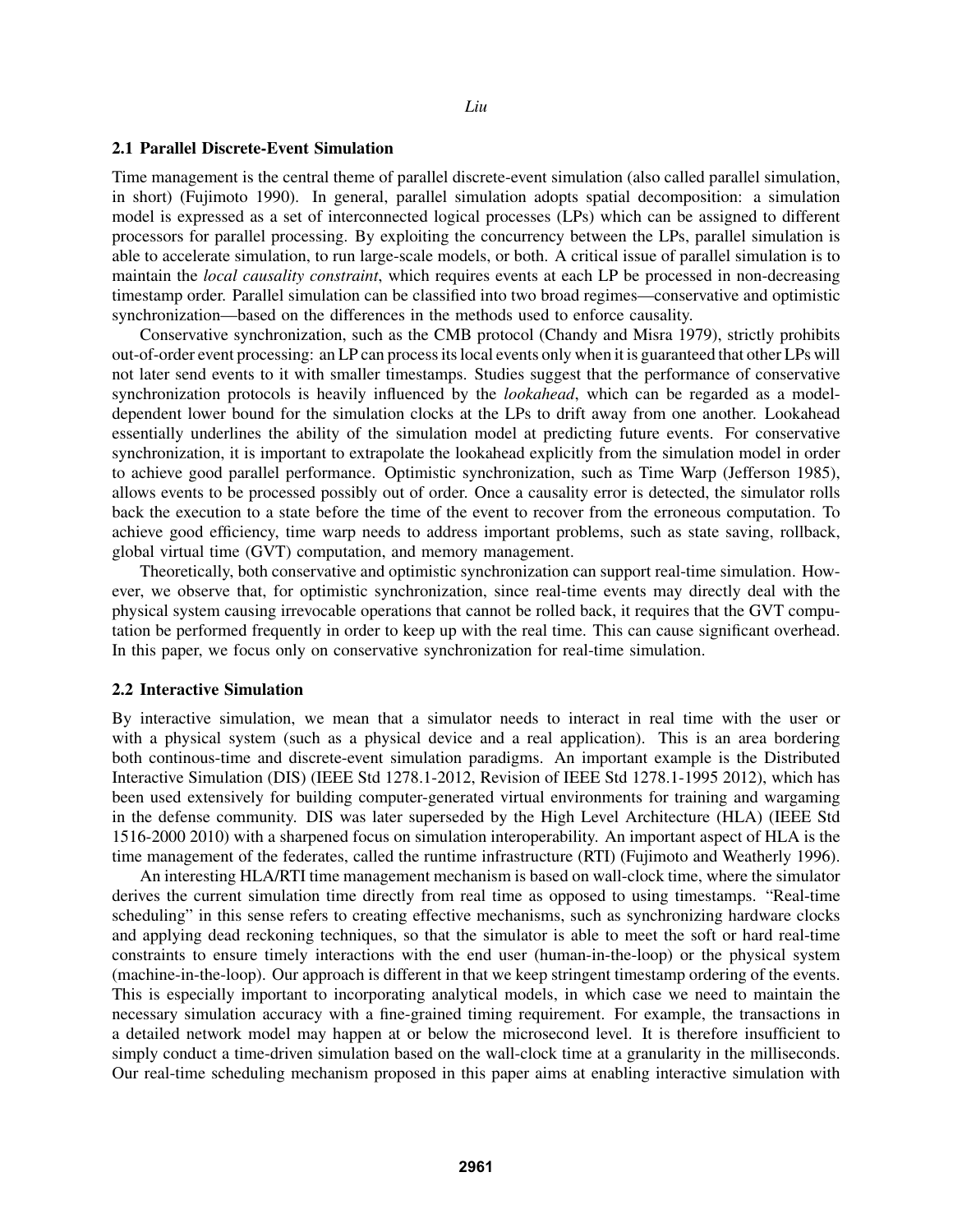### 2.1 Parallel Discrete-Event Simulation

Time management is the central theme of parallel discrete-event simulation (also called parallel simulation, in short) (Fujimoto 1990). In general, parallel simulation adopts spatial decomposition: a simulation model is expressed as a set of interconnected logical processes (LPs) which can be assigned to different processors for parallel processing. By exploiting the concurrency between the LPs, parallel simulation is able to accelerate simulation, to run large-scale models, or both. A critical issue of parallel simulation is to maintain the *local causality constraint*, which requires events at each LP be processed in non-decreasing timestamp order. Parallel simulation can be classified into two broad regimes—conservative and optimistic synchronization—based on the differences in the methods used to enforce causality.

Conservative synchronization, such as the CMB protocol (Chandy and Misra 1979), strictly prohibits out-of-order event processing: an LP can process its local events only when it is guaranteed that other LPs will not later send events to it with smaller timestamps. Studies suggest that the performance of conservative synchronization protocols is heavily influenced by the *lookahead*, which can be regarded as a model-dependent lower bound for the simulation clocks at the LPs to drift away from one another. Lookahead essentially underlines the ability of the simulation model at predicting future events. For conservative synchronization, it is important to extrapolate the lookahead explicitly from the simulation model in order to achieve good parallel performance. Optimistic synchronization, such as Time Warp (Jefferson 1985), allows events to be processed possibly out of order. Once a causality error is detected, the simulator rolls back the execution to a state before the time of the event to recover from the erroneous computation. To achieve good efficiency, time warp needs to address important problems, such as state saving, rollback, global virtual time (GVT) computation, and memory management.

Theoretically, both conservative and optimistic synchronization can support real-time simulation. However, we observe that, for optimistic synchronization, since real-time events may directly deal with the physical system causing irrevocable operations that cannot be rolled back, it requires that the GVT computation be performed frequently in order to keep up with the real time. This can cause significant overhead. In this paper, we focus only on conservative synchronization for real-time simulation.

### 2.2 Interactive Simulation

By interactive simulation, we mean that a simulator needs to interact in real time with the user or with a physical system (such as a physical device and a real application). This is an area bordering both continous-time and discrete-event simulation paradigms. An important example is the Distributed Interactive Simulation (DIS) (IEEE Std 1278.1-2012, Revision of IEEE Std 1278.1-1995 2012), which has been used extensively for building computer-generated virtual environments for training and wargaming in the defense community. DIS was later superseded by the High Level Architecture (HLA) (IEEE Std 1516-2000 2010) with a sharpened focus on simulation interoperability. An important aspect of HLA is the time management of the federates, called the runtime infrastructure (RTI) (Fujimoto and Weatherly 1996).

An interesting HLA/RTI time management mechanism is based on wall-clock time, where the simulator derives the current simulation time directly from real time as opposed to using timestamps. "Real-time scheduling" in this sense refers to creating effective mechanisms, such as synchronizing hardware clocks and applying dead reckoning techniques, so that the simulator is able to meet the soft or hard real-time constraints to ensure timely interactions with the end user (human-in-the-loop) or the physical system (machine-in-the-loop). Our approach is different in that we keep stringent timestamp ordering of the events. This is especially important to incorporating analytical models, in which case we need to maintain the necessary simulation accuracy with a fine-grained timing requirement. For example, the transactions in a detailed network model may happen at or below the microsecond level. It is therefore insufficient to simply conduct a time-driven simulation based on the wall-clock time at a granularity in the milliseconds. Our real-time scheduling mechanism proposed in this paper aims at enabling interactive simulation with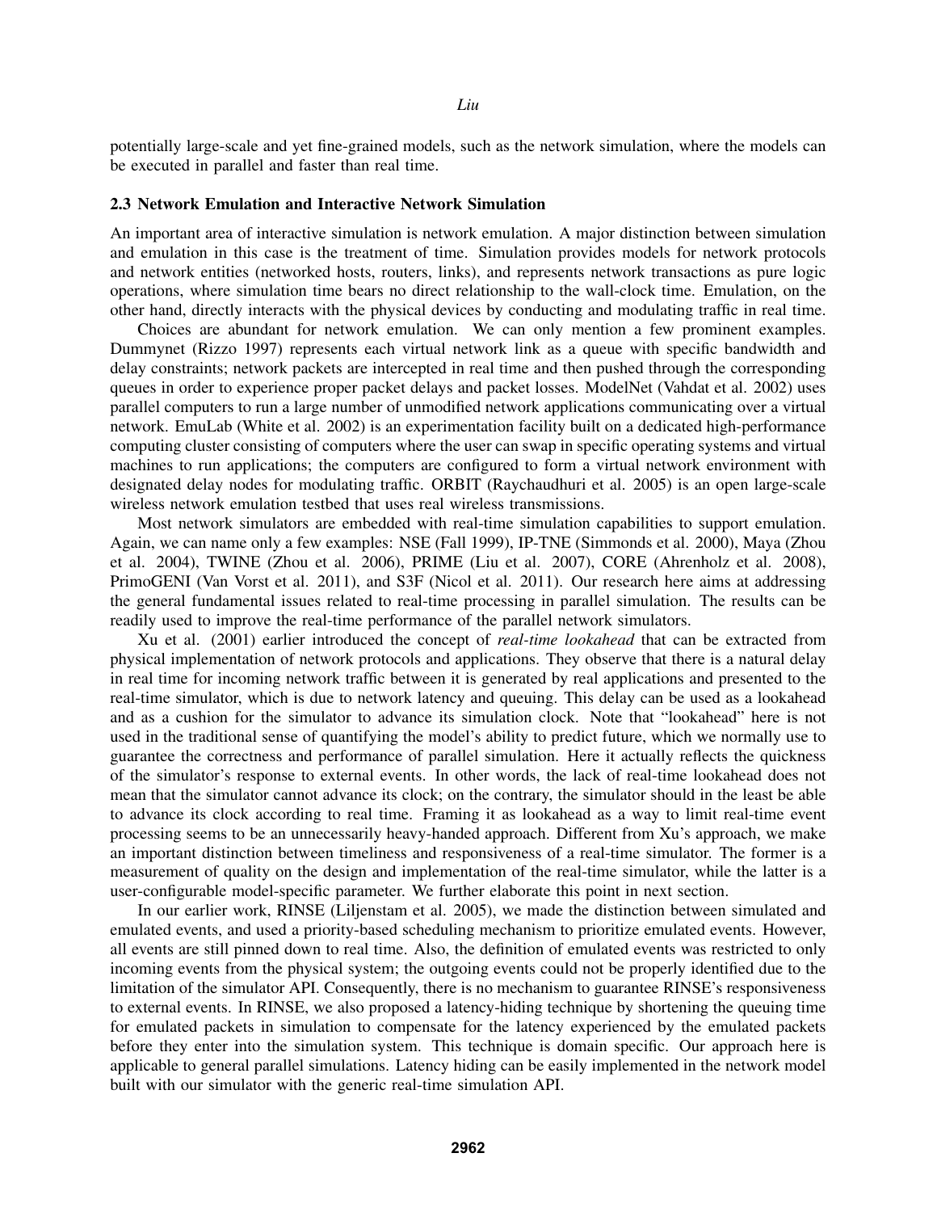potentially large-scale and yet fine-grained models, such as the network simulation, where the models can be executed in parallel and faster than real time.

### 2.3 Network Emulation and Interactive Network Simulation

An important area of interactive simulation is network emulation. A major distinction between simulation and emulation in this case is the treatment of time. Simulation provides models for network protocols and network entities (networked hosts, routers, links), and represents network transactions as pure logic operations, where simulation time bears no direct relationship to the wall-clock time. Emulation, on the other hand, directly interacts with the physical devices by conducting and modulating traffic in real time.

Choices are abundant for network emulation. We can only mention a few prominent examples. Dummynet (Rizzo 1997) represents each virtual network link as a queue with specific bandwidth and delay constraints; network packets are intercepted in real time and then pushed through the corresponding queues in order to experience proper packet delays and packet losses. ModelNet (Vahdat et al. 2002) uses parallel computers to run a large number of unmodified network applications communicating over a virtual network. EmuLab (White et al. 2002) is an experimentation facility built on a dedicated high-performance computing cluster consisting of computers where the user can swap in specific operating systems and virtual machines to run applications; the computers are configured to form a virtual network environment with designated delay nodes for modulating traffic. ORBIT (Raychaudhuri et al. 2005) is an open large-scale wireless network emulation testbed that uses real wireless transmissions.

Most network simulators are embedded with real-time simulation capabilities to support emulation. Again, we can name only a few examples: NSE (Fall 1999), IP-TNE (Simmonds et al. 2000), Maya (Zhou et al. 2004), TWINE (Zhou et al. 2006), PRIME (Liu et al. 2007), CORE (Ahrenholz et al. 2008), PrimoGENI (Van Vorst et al. 2011), and S3F (Nicol et al. 2011). Our research here aims at addressing the general fundamental issues related to real-time processing in parallel simulation. The results can be readily used to improve the real-time performance of the parallel network simulators.

Xu et al. (2001) earlier introduced the concept of *real-time lookahead* that can be extracted from physical implementation of network protocols and applications. They observe that there is a natural delay in real time for incoming network traffic between it is generated by real applications and presented to the real-time simulator, which is due to network latency and queuing. This delay can be used as a lookahead and as a cushion for the simulator to advance its simulation clock. Note that "lookahead" here is not used in the traditional sense of quantifying the model's ability to predict future, which we normally use to guarantee the correctness and performance of parallel simulation. Here it actually reflects the quickness of the simulator's response to external events. In other words, the lack of real-time lookahead does not mean that the simulator cannot advance its clock; on the contrary, the simulator should in the least be able to advance its clock according to real time. Framing it as lookahead as a way to limit real-time event processing seems to be an unnecessarily heavy-handed approach. Different from Xu's approach, we make an important distinction between timeliness and responsiveness of a real-time simulator. The former is a measurement of quality on the design and implementation of the real-time simulator, while the latter is a user-configurable model-specific parameter. We further elaborate this point in next section.

In our earlier work, RINSE (Liljenstam et al. 2005), we made the distinction between simulated and emulated events, and used a priority-based scheduling mechanism to prioritize emulated events. However, all events are still pinned down to real time. Also, the definition of emulated events was restricted to only incoming events from the physical system; the outgoing events could not be properly identified due to the limitation of the simulator API. Consequently, there is no mechanism to guarantee RINSE's responsiveness to external events. In RINSE, we also proposed a latency-hiding technique by shortening the queuing time for emulated packets in simulation to compensate for the latency experienced by the emulated packets before they enter into the simulation system. This technique is domain specific. Our approach here is applicable to general parallel simulations. Latency hiding can be easily implemented in the network model built with our simulator with the generic real-time simulation API.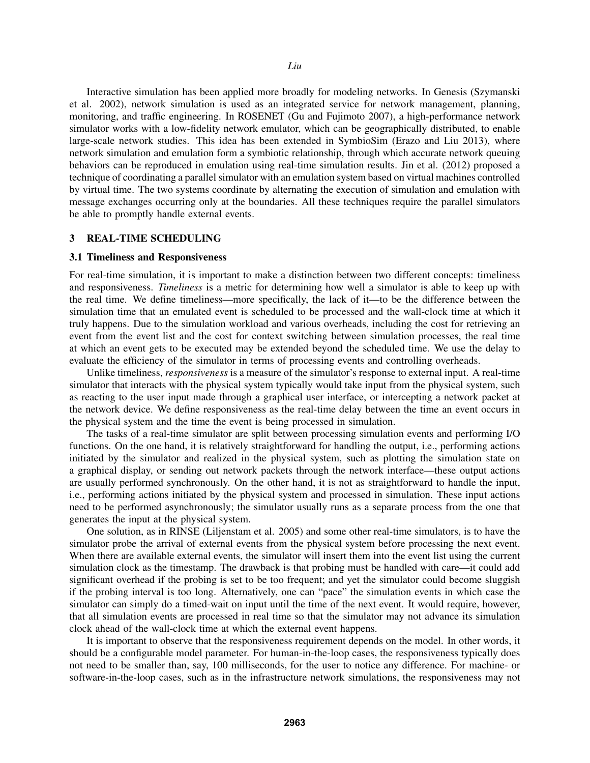Interactive simulation has been applied more broadly for modeling networks. In Genesis (Szymanski et al. 2002), network simulation is used as an integrated service for network management, planning, monitoring, and traffic engineering. In ROSENET (Gu and Fujimoto 2007), a high-performance network simulator works with a low-fidelity network emulator, which can be geographically distributed, to enable large-scale network studies. This idea has been extended in SymbioSim (Erazo and Liu 2013), where network simulation and emulation form a symbiotic relationship, through which accurate network queuing behaviors can be reproduced in emulation using real-time simulation results. Jin et al. (2012) proposed a technique of coordinating a parallel simulator with an emulation system based on virtual machines controlled by virtual time. The two systems coordinate by alternating the execution of simulation and emulation with message exchanges occurring only at the boundaries. All these techniques require the parallel simulators be able to promptly handle external events.

## 3 REAL-TIME SCHEDULING

### 3.1 Timeliness and Responsiveness

For real-time simulation, it is important to make a distinction between two different concepts: timeliness and responsiveness. *Timeliness* is a metric for determining how well a simulator is able to keep up with the real time. We define timeliness—more specifically, the lack of it—to be the difference between the simulation time that an emulated event is scheduled to be processed and the wall-clock time at which it truly happens. Due to the simulation workload and various overheads, including the cost for retrieving an event from the event list and the cost for context switching between simulation processes, the real time at which an event gets to be executed may be extended beyond the scheduled time. We use the delay to evaluate the efficiency of the simulator in terms of processing events and controlling overheads.

Unlike timeliness, *responsiveness* is a measure of the simulator's response to external input. A real-time simulator that interacts with the physical system typically would take input from the physical system, such as reacting to the user input made through a graphical user interface, or intercepting a network packet at the network device. We define responsiveness as the real-time delay between the time an event occurs in the physical system and the time the event is being processed in simulation.

The tasks of a real-time simulator are split between processing simulation events and performing I/O functions. On the one hand, it is relatively straightforward for handling the output, i.e., performing actions initiated by the simulator and realized in the physical system, such as plotting the simulation state on a graphical display, or sending out network packets through the network interface—these output actions are usually performed synchronously. On the other hand, it is not as straightforward to handle the input, i.e., performing actions initiated by the physical system and processed in simulation. These input actions need to be performed asynchronously; the simulator usually runs as a separate process from the one that generates the input at the physical system.

One solution, as in RINSE (Liljenstam et al. 2005) and some other real-time simulators, is to have the simulator probe the arrival of external events from the physical system before processing the next event. When there are available external events, the simulator will insert them into the event list using the current simulation clock as the timestamp. The drawback is that probing must be handled with care—it could add significant overhead if the probing is set to be too frequent; and yet the simulator could become sluggish if the probing interval is too long. Alternatively, one can "pace" the simulation events in which case the simulator can simply do a timed-wait on input until the time of the next event. It would require, however, that all simulation events are processed in real time so that the simulator may not advance its simulation clock ahead of the wall-clock time at which the external event happens.

It is important to observe that the responsiveness requirement depends on the model. In other words, it should be a configurable model parameter. For human-in-the-loop cases, the responsiveness typically does not need to be smaller than, say, 100 milliseconds, for the user to notice any difference. For machine- or software-in-the-loop cases, such as in the infrastructure network simulations, the responsiveness may not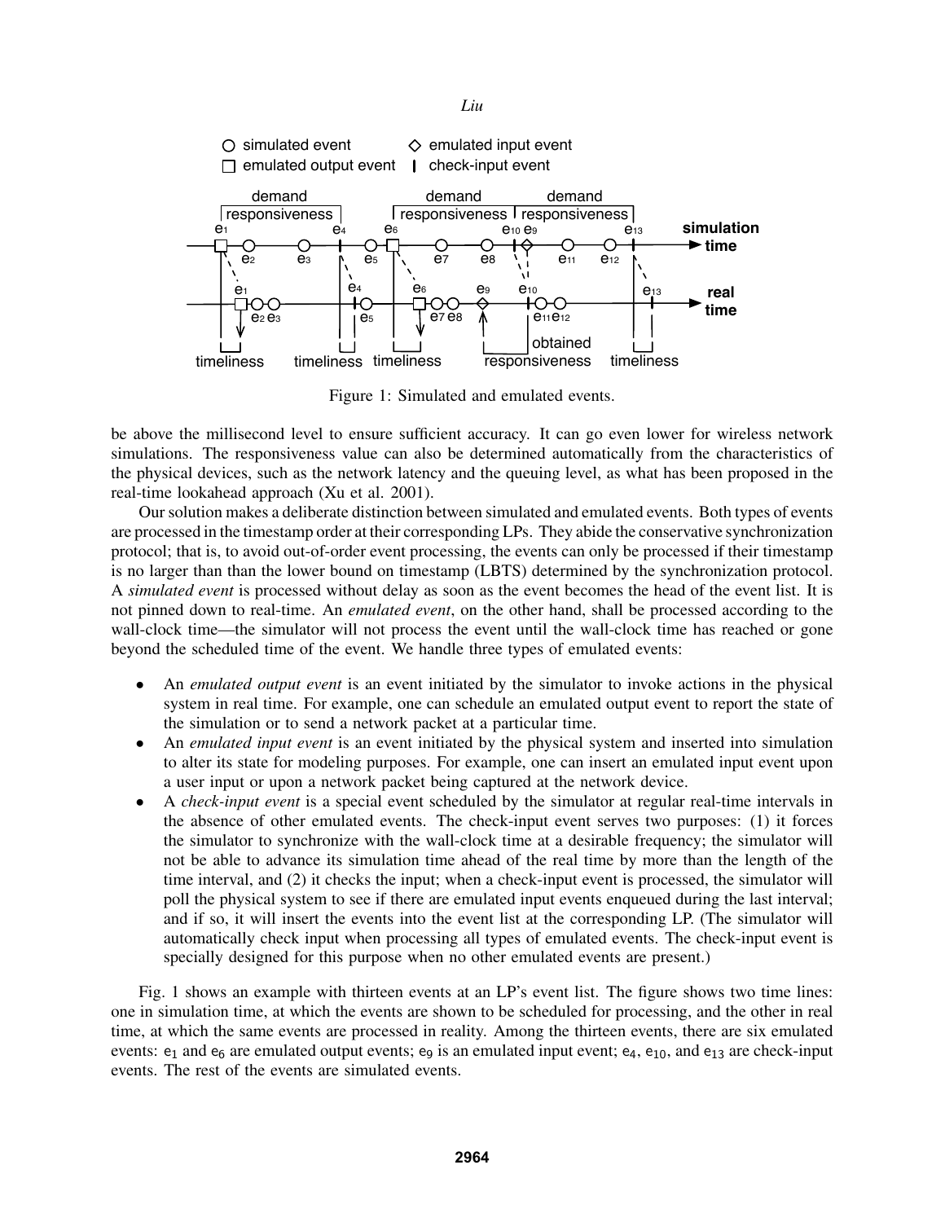○ simulated event ◇ emulated input event
□ emulated output event | check-input event

demand responsiveness
demand responsiveness
demand responsiveness

$e_1$ $e_2$ $e_3$ $e_4$ $e_5$ $e_6$ $e_7$ $e_8$ $e_{10}$ $e_9$ $e_{11}$ $e_{12}$ $e_{13}$

simulation time

real time

$e_1$ $e_2$ $e_3$ $e_4$ $e_5$ $e_6$ $e_7$ $e_8$ $e_9$ $e_{10}$ $e_{11}$ $e_{12}$ $e_{13}$

timeliness timeliness timeliness obtained responsiveness timeliness

Figure 1: Simulated and emulated events.

be above the millisecond level to ensure sufficient accuracy. It can go even lower for wireless network simulations. The responsiveness value can also be determined automatically from the characteristics of the physical devices, such as the network latency and the queuing level, as what has been proposed in the real-time lookahead approach (Xu et al. 2001).

Our solution makes a deliberate distinction between simulated and emulated events. Both types of events are processed in the timestamp order at their corresponding LPs. They abide the conservative synchronization protocol; that is, to avoid out-of-order event processing, the events can only be processed if their timestamp is no larger than than the lower bound on timestamp (LBTS) determined by the synchronization protocol. A *simulated event* is processed without delay as soon as the event becomes the head of the event list. It is not pinned down to real-time. An *emulated event*, on the other hand, shall be processed according to the wall-clock time—the simulator will not process the event until the wall-clock time has reached or gone beyond the scheduled time of the event. We handle three types of emulated events:

- An *emulated output event* is an event initiated by the simulator to invoke actions in the physical system in real time. For example, one can schedule an emulated output event to report the state of the simulation or to send a network packet at a particular time.
- An *emulated input event* is an event initiated by the physical system and inserted into simulation to alter its state for modeling purposes. For example, one can insert an emulated input event upon a user input or upon a network packet being captured at the network device.
- A *check-input event* is a special event scheduled by the simulator at regular real-time intervals in the absence of other emulated events. The check-input event serves two purposes: (1) it forces the simulator to synchronize with the wall-clock time at a desirable frequency; the simulator will not be able to advance its simulation time ahead of the real time by more than the length of the time interval, and (2) it checks the input; when a check-input event is processed, the simulator will poll the physical system to see if there are emulated input events enqueued during the last interval; and if so, it will insert the events into the event list at the corresponding LP. (The simulator will automatically check input when processing all types of emulated events. The check-input event is specially designed for this purpose when no other emulated events are present.)

Fig. 1 shows an example with thirteen events at an LP's event list. The figure shows two time lines: one in simulation time, at which the events are shown to be scheduled for processing, and the other in real time, at which the same events are processed in reality. Among the thirteen events, there are six emulated events: $e_1$ and $e_6$ are emulated output events; $e_9$ is an emulated input event; $e_4$, $e_{10}$, and $e_{13}$ are check-input events. The rest of the events are simulated events.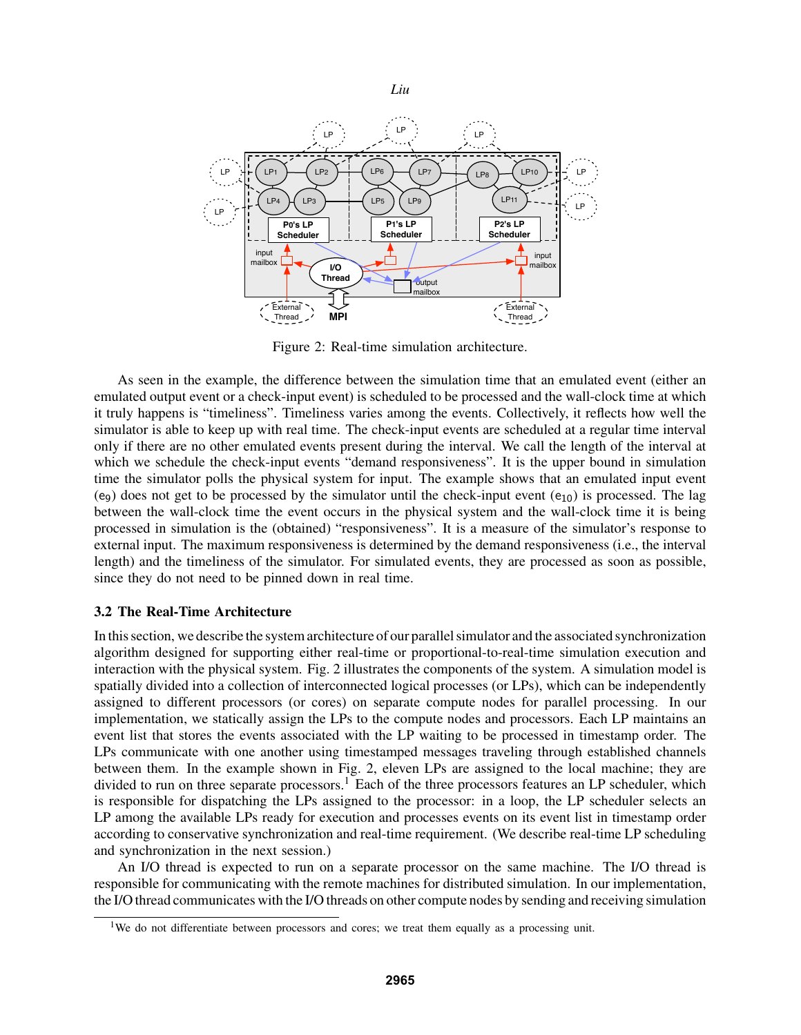LP
LP
LP
LP
LP
LP
LP
LP1
LP2
LP6
LP7
LP8
LP10
LP4
LP3
LP5
LP9
LP11
P0's LP Scheduler
P1's LP Scheduler
P2's LP Scheduler
input mailbox
I/O Thread
input mailbox
output mailbox
External Thread
MPI
External Thread

Figure 2: Real-time simulation architecture.

As seen in the example, the difference between the simulation time that an emulated event (either an emulated output event or a check-input event) is scheduled to be processed and the wall-clock time at which it truly happens is "timeliness". Timeliness varies among the events. Collectively, it reflects how well the simulator is able to keep up with real time. The check-input events are scheduled at a regular time interval only if there are no other emulated events present during the interval. We call the length of the interval at which we schedule the check-input events "demand responsiveness". It is the upper bound in simulation time the simulator polls the physical system for input. The example shows that an emulated input event ($e_9$) does not get to be processed by the simulator until the check-input event ($e_{10}$) is processed. The lag between the wall-clock time the event occurs in the physical system and the wall-clock time it is being processed in simulation is the (obtained) "responsiveness". It is a measure of the simulator's response to external input. The maximum responsiveness is determined by the demand responsiveness (i.e., the interval length) and the timeliness of the simulator. For simulated events, they are processed as soon as possible, since they do not need to be pinned down in real time.

### 3.2 The Real-Time Architecture

In this section, we describe the system architecture of our parallel simulator and the associated synchronization algorithm designed for supporting either real-time or proportional-to-real-time simulation execution and interaction with the physical system. Fig. 2 illustrates the components of the system. A simulation model is spatially divided into a collection of interconnected logical processes (or LPs), which can be independently assigned to different processors (or cores) on separate compute nodes for parallel processing. In our implementation, we statically assign the LPs to the compute nodes and processors. Each LP maintains an event list that stores the events associated with the LP waiting to be processed in timestamp order. The LPs communicate with one another using timestamped messages traveling through established channels between them. In the example shown in Fig. 2, eleven LPs are assigned to the local machine; they are divided to run on three separate processors.[1] Each of the three processors features an LP scheduler, which is responsible for dispatching the LPs assigned to the processor: in a loop, the LP scheduler selects an LP among the available LPs ready for execution and processes events on its event list in timestamp order according to conservative synchronization and real-time requirement. (We describe real-time LP scheduling and synchronization in the next session.)

An I/O thread is expected to run on a separate processor on the same machine. The I/O thread is responsible for communicating with the remote machines for distributed simulation. In our implementation, the I/O thread communicates with the I/O threads on other compute nodes by sending and receiving simulation

[1] We do not differentiate between processors and cores; we treat them equally as a processing unit.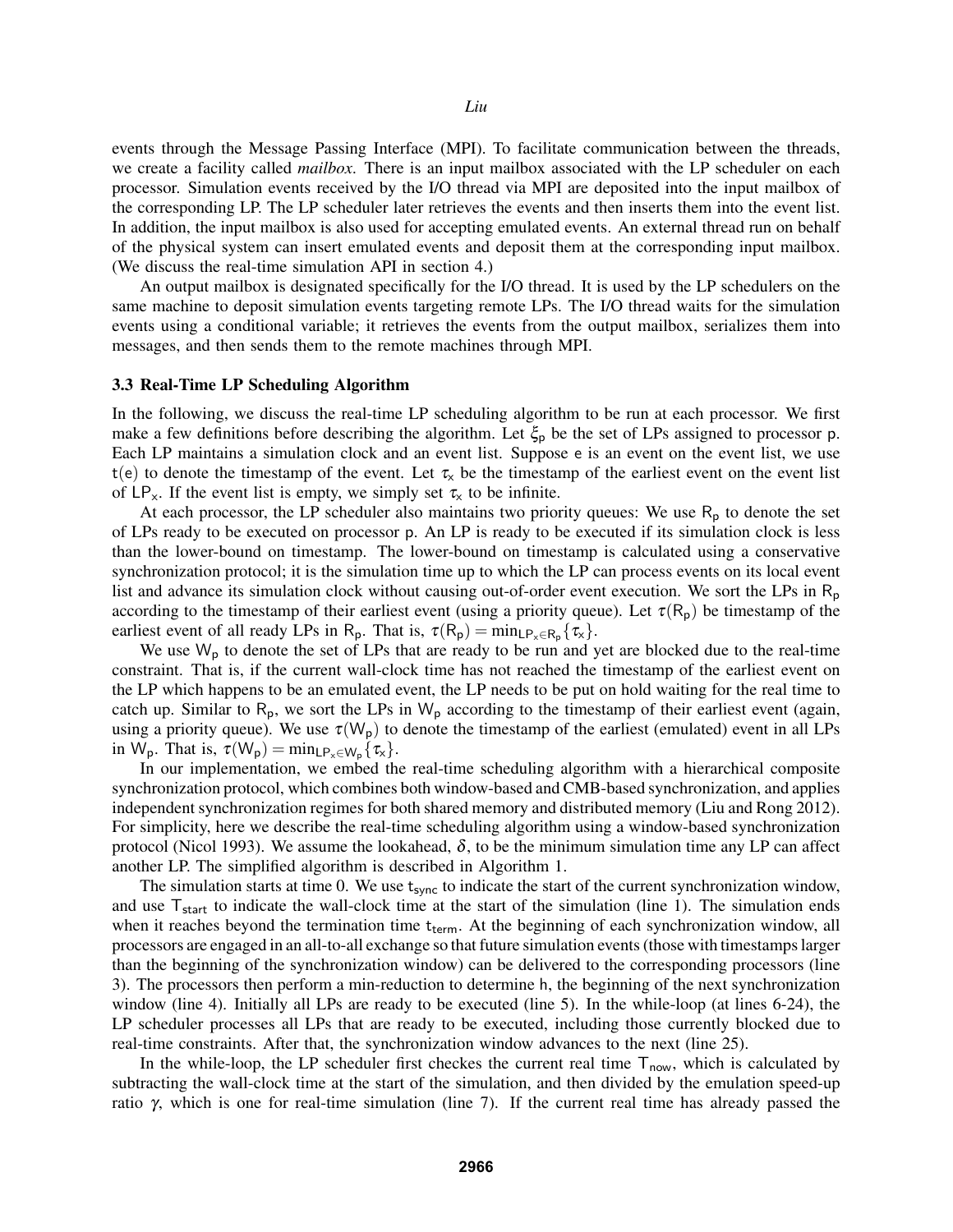events through the Message Passing Interface (MPI). To facilitate communication between the threads, we create a facility called *mailbox*. There is an input mailbox associated with the LP scheduler on each processor. Simulation events received by the I/O thread via MPI are deposited into the input mailbox of the corresponding LP. The LP scheduler later retrieves the events and then inserts them into the event list. In addition, the input mailbox is also used for accepting emulated events. An external thread run on behalf of the physical system can insert emulated events and deposit them at the corresponding input mailbox. (We discuss the real-time simulation API in section 4.)

An output mailbox is designated specifically for the I/O thread. It is used by the LP schedulers on the same machine to deposit simulation events targeting remote LPs. The I/O thread waits for the simulation events using a conditional variable; it retrieves the events from the output mailbox, serializes them into messages, and then sends them to the remote machines through MPI.

### 3.3 Real-Time LP Scheduling Algorithm

In the following, we discuss the real-time LP scheduling algorithm to be run at each processor. We first make a few definitions before describing the algorithm. Let $\xi_p$ be the set of LPs assigned to processor p. Each LP maintains a simulation clock and an event list. Suppose e is an event on the event list, we use $t(e)$ to denote the timestamp of the event. Let $\tau_x$ be the timestamp of the earliest event on the event list of $LP_x$. If the event list is empty, we simply set $\tau_x$ to be infinite.

At each processor, the LP scheduler also maintains two priority queues: We use $R_p$ to denote the set of LPs ready to be executed on processor p. An LP is ready to be executed if its simulation clock is less than the lower-bound on timestamp. The lower-bound on timestamp is calculated using a conservative synchronization protocol; it is the simulation time up to which the LP can process events on its local event list and advance its simulation clock without causing out-of-order event execution. We sort the LPs in $R_p$ according to the timestamp of their earliest event (using a priority queue). Let $\tau(R_p)$ be timestamp of the earliest event of all ready LPs in $R_p$. That is, $\tau(R_p) = \min_{LP_x \in R_p}\{\tau_x\}$.

We use $W_p$ to denote the set of LPs that are ready to be run and yet are blocked due to the real-time constraint. That is, if the current wall-clock time has not reached the timestamp of the earliest event on the LP which happens to be an emulated event, the LP needs to be put on hold waiting for the real time to catch up. Similar to $R_p$, we sort the LPs in $W_p$ according to the timestamp of their earliest event (again, using a priority queue). We use $\tau(W_p)$ to denote the timestamp of the earliest (emulated) event in all LPs in $W_p$. That is, $\tau(W_p) = \min_{LP_x \in W_p}\{\tau_x\}$.

In our implementation, we embed the real-time scheduling algorithm with a hierarchical composite synchronization protocol, which combines both window-based and CMB-based synchronization, and applies independent synchronization regimes for both shared memory and distributed memory (Liu and Rong 2012). For simplicity, here we describe the real-time scheduling algorithm using a window-based synchronization protocol (Nicol 1993). We assume the lookahead, $\delta$, to be the minimum simulation time any LP can affect another LP. The simplified algorithm is described in Algorithm 1.

The simulation starts at time 0. We use $t_{sync}$ to indicate the start of the current synchronization window, and use $T_{start}$ to indicate the wall-clock time at the start of the simulation (line 1). The simulation ends when it reaches beyond the termination time $t_{term}$. At the beginning of each synchronization window, all processors are engaged in an all-to-all exchange so that future simulation events (those with timestamps larger than the beginning of the synchronization window) can be delivered to the corresponding processors (line 3). The processors then perform a min-reduction to determine h, the beginning of the next synchronization window (line 4). Initially all LPs are ready to be executed (line 5). In the while-loop (at lines 6-24), the LP scheduler processes all LPs that are ready to be executed, including those currently blocked due to real-time constraints. After that, the synchronization window advances to the next (line 25).

In the while-loop, the LP scheduler first checkes the current real time $T_{now}$, which is calculated by subtracting the wall-clock time at the start of the simulation, and then divided by the emulation speed-up ratio $\gamma$, which is one for real-time simulation (line 7). If the current real time has already passed the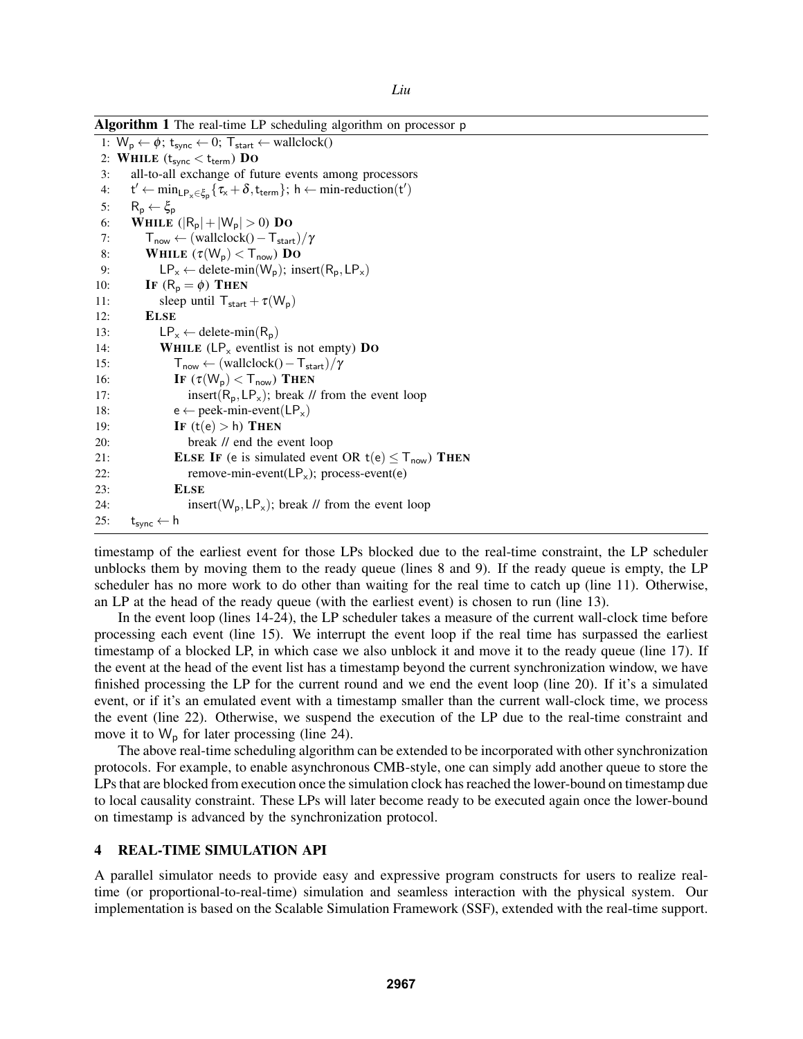**Algorithm 1** The real-time LP scheduling algorithm on processor p

```
 1: W_p ← φ; t_sync ← 0; T_start ← wallclock()
 2: WHILE (t_sync < t_term) DO
 3:    all-to-all exchange of future events among processors
 4:    t' ← min_{LP_x ∈ ξ_p} {τ_x + δ, t_term}; h ← min-reduction(t')
 5:    R_p ← ξ_p
 6:    WHILE (|R_p| + |W_p| > 0) DO
 7:       T_now ← (wallclock() − T_start)/γ
 8:       WHILE (τ(W_p) < T_now) DO
 9:          LP_x ← delete-min(W_p); insert(R_p, LP_x)
10:       IF (R_p = φ) THEN
11:          sleep until T_start + τ(W_p)
12:       ELSE
13:          LP_x ← delete-min(R_p)
14:          WHILE (LP_x eventlist is not empty) DO
15:             T_now ← (wallclock() − T_start)/γ
16:             IF (τ(W_p) < T_now) THEN
17:                insert(R_p, LP_x); break // from the event loop
18:             e ← peek-min-event(LP_x)
19:             IF (t(e) > h) THEN
20:                break // end the event loop
21:             ELSE IF (e is simulated event OR t(e) ≤ T_now) THEN
22:                remove-min-event(LP_x); process-event(e)
23:             ELSE
24:                insert(W_p, LP_x); break // from the event loop
25:    t_sync ← h
```

timestamp of the earliest event for those LPs blocked due to the real-time constraint, the LP scheduler unblocks them by moving them to the ready queue (lines 8 and 9). If the ready queue is empty, the LP scheduler has no more work to do other than waiting for the real time to catch up (line 11). Otherwise, an LP at the head of the ready queue (with the earliest event) is chosen to run (line 13).

In the event loop (lines 14-24), the LP scheduler takes a measure of the current wall-clock time before processing each event (line 15). We interrupt the event loop if the real time has surpassed the earliest timestamp of a blocked LP, in which case we also unblock it and move it to the ready queue (line 17). If the event at the head of the event list has a timestamp beyond the current synchronization window, we have finished processing the LP for the current round and we end the event loop (line 20). If it's a simulated event, or if it's an emulated event with a timestamp smaller than the current wall-clock time, we process the event (line 22). Otherwise, we suspend the execution of the LP due to the real-time constraint and move it to $W_p$ for later processing (line 24).

The above real-time scheduling algorithm can be extended to be incorporated with other synchronization protocols. For example, to enable asynchronous CMB-style, one can simply add another queue to store the LPs that are blocked from execution once the simulation clock has reached the lower-bound on timestamp due to local causality constraint. These LPs will later become ready to be executed again once the lower-bound on timestamp is advanced by the synchronization protocol.

## 4 REAL-TIME SIMULATION API

A parallel simulator needs to provide easy and expressive program constructs for users to realize real-time (or proportional-to-real-time) simulation and seamless interaction with the physical system. Our implementation is based on the Scalable Simulation Framework (SSF), extended with the real-time support.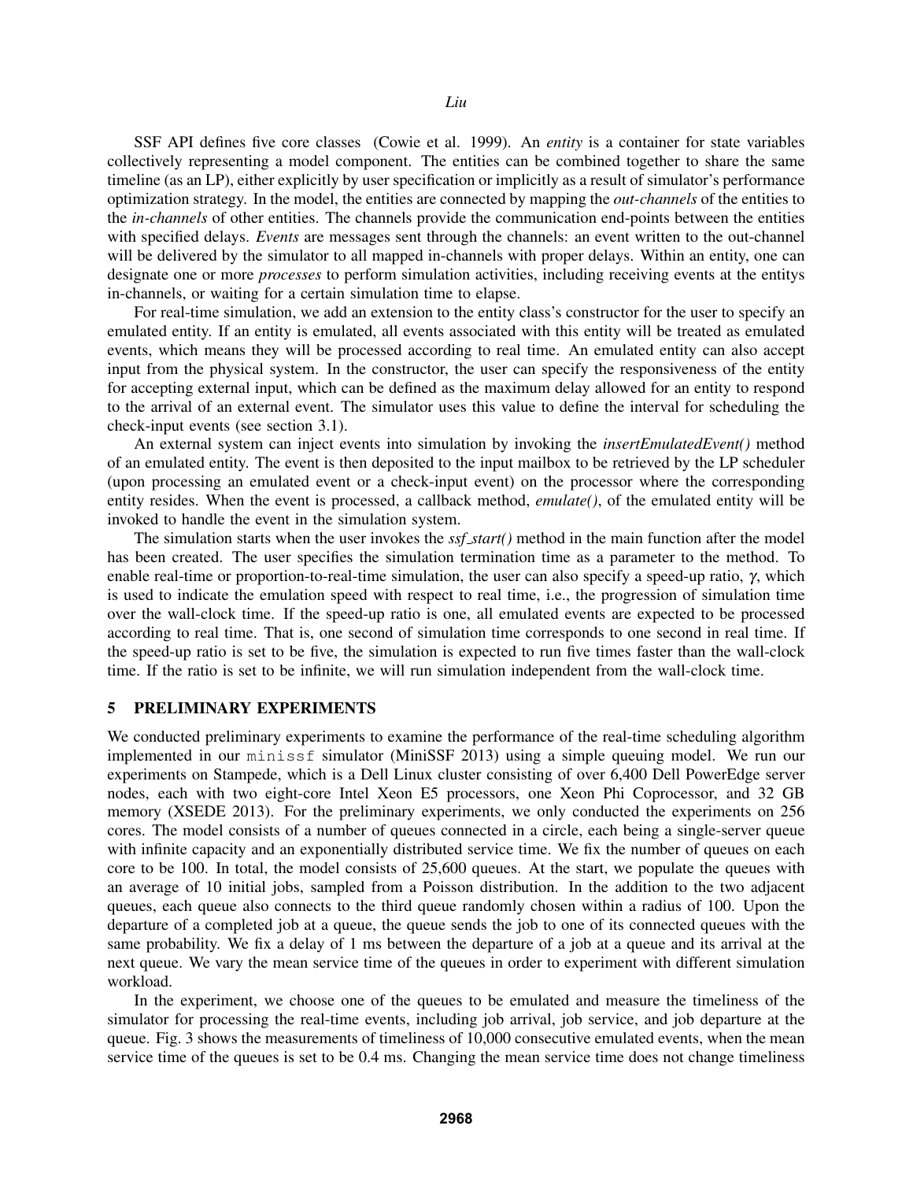SSF API defines five core classes (Cowie et al. 1999). An *entity* is a container for state variables collectively representing a model component. The entities can be combined together to share the same timeline (as an LP), either explicitly by user specification or implicitly as a result of simulator's performance optimization strategy. In the model, the entities are connected by mapping the *out-channels* of the entities to the *in-channels* of other entities. The channels provide the communication end-points between the entities with specified delays. *Events* are messages sent through the channels: an event written to the out-channel will be delivered by the simulator to all mapped in-channels with proper delays. Within an entity, one can designate one or more *processes* to perform simulation activities, including receiving events at the entitys in-channels, or waiting for a certain simulation time to elapse.

For real-time simulation, we add an extension to the entity class's constructor for the user to specify an emulated entity. If an entity is emulated, all events associated with this entity will be treated as emulated events, which means they will be processed according to real time. An emulated entity can also accept input from the physical system. In the constructor, the user can specify the responsiveness of the entity for accepting external input, which can be defined as the maximum delay allowed for an entity to respond to the arrival of an external event. The simulator uses this value to define the interval for scheduling the check-input events (see section 3.1).

An external system can inject events into simulation by invoking the *insertEmulatedEvent()* method of an emulated entity. The event is then deposited to the input mailbox to be retrieved by the LP scheduler (upon processing an emulated event or a check-input event) on the processor where the corresponding entity resides. When the event is processed, a callback method, *emulate()*, of the emulated entity will be invoked to handle the event in the simulation system.

The simulation starts when the user invokes the *ssf_start()* method in the main function after the model has been created. The user specifies the simulation termination time as a parameter to the method. To enable real-time or proportion-to-real-time simulation, the user can also specify a speed-up ratio, $\gamma$, which is used to indicate the emulation speed with respect to real time, i.e., the progression of simulation time over the wall-clock time. If the speed-up ratio is one, all emulated events are expected to be processed according to real time. That is, one second of simulation time corresponds to one second in real time. If the speed-up ratio is set to be five, the simulation is expected to run five times faster than the wall-clock time. If the ratio is set to be infinite, we will run simulation independent from the wall-clock time.

## 5 PRELIMINARY EXPERIMENTS

We conducted preliminary experiments to examine the performance of the real-time scheduling algorithm implemented in our `minissf` simulator (MiniSSF 2013) using a simple queuing model. We run our experiments on Stampede, which is a Dell Linux cluster consisting of over 6,400 Dell PowerEdge server nodes, each with two eight-core Intel Xeon E5 processors, one Xeon Phi Coprocessor, and 32 GB memory (XSEDE 2013). For the preliminary experiments, we only conducted the experiments on 256 cores. The model consists of a number of queues connected in a circle, each being a single-server queue with infinite capacity and an exponentially distributed service time. We fix the number of queues on each core to be 100. In total, the model consists of 25,600 queues. At the start, we populate the queues with an average of 10 initial jobs, sampled from a Poisson distribution. In the addition to the two adjacent queues, each queue also connects to the third queue randomly chosen within a radius of 100. Upon the departure of a completed job at a queue, the queue sends the job to one of its connected queues with the same probability. We fix a delay of 1 ms between the departure of a job at a queue and its arrival at the next queue. We vary the mean service time of the queues in order to experiment with different simulation workload.

In the experiment, we choose one of the queues to be emulated and measure the timeliness of the simulator for processing the real-time events, including job arrival, job service, and job departure at the queue. Fig. 3 shows the measurements of timeliness of 10,000 consecutive emulated events, when the mean service time of the queues is set to be 0.4 ms. Changing the mean service time does not change timeliness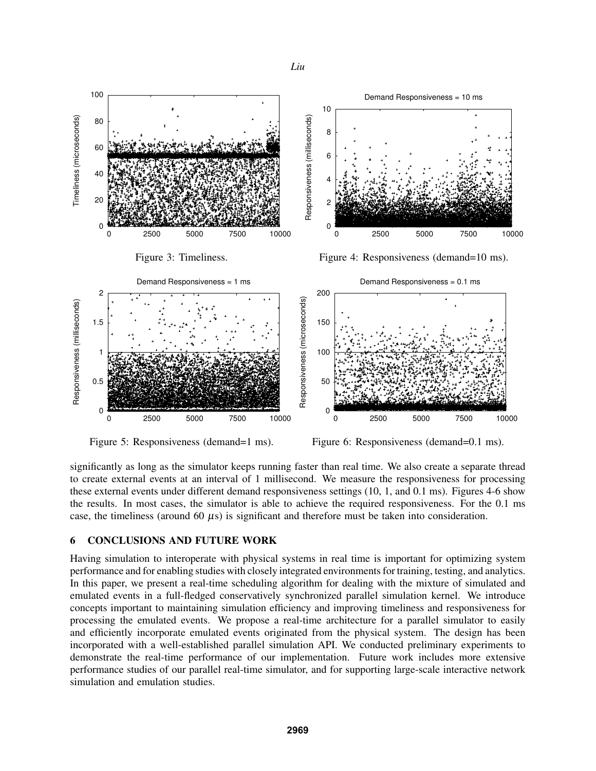Figure 3: Timeliness.

Figure 4: Responsiveness (demand=10 ms).

Figure 5: Responsiveness (demand=1 ms).

Figure 6: Responsiveness (demand=0.1 ms).

significantly as long as the simulator keeps running faster than real time. We also create a separate thread to create external events at an interval of 1 millisecond. We measure the responsiveness for processing these external events under different demand responsiveness settings (10, 1, and 0.1 ms). Figures 4-6 show the results. In most cases, the simulator is able to achieve the required responsiveness. For the 0.1 ms case, the timeliness (around 60 $\mu$s) is significant and therefore must be taken into consideration.

## 6 CONCLUSIONS AND FUTURE WORK

Having simulation to interoperate with physical systems in real time is important for optimizing system performance and for enabling studies with closely integrated environments for training, testing, and analytics. In this paper, we present a real-time scheduling algorithm for dealing with the mixture of simulated and emulated events in a full-fledged conservatively synchronized parallel simulation kernel. We introduce concepts important to maintaining simulation efficiency and improving timeliness and responsiveness for processing the emulated events. We propose a real-time architecture for a parallel simulator to easily and efficiently incorporate emulated events originated from the physical system. The design has been incorporated with a well-established parallel simulation API. We conducted preliminary experiments to demonstrate the real-time performance of our implementation. Future work includes more extensive performance studies of our parallel real-time simulator, and for supporting large-scale interactive network simulation and emulation studies.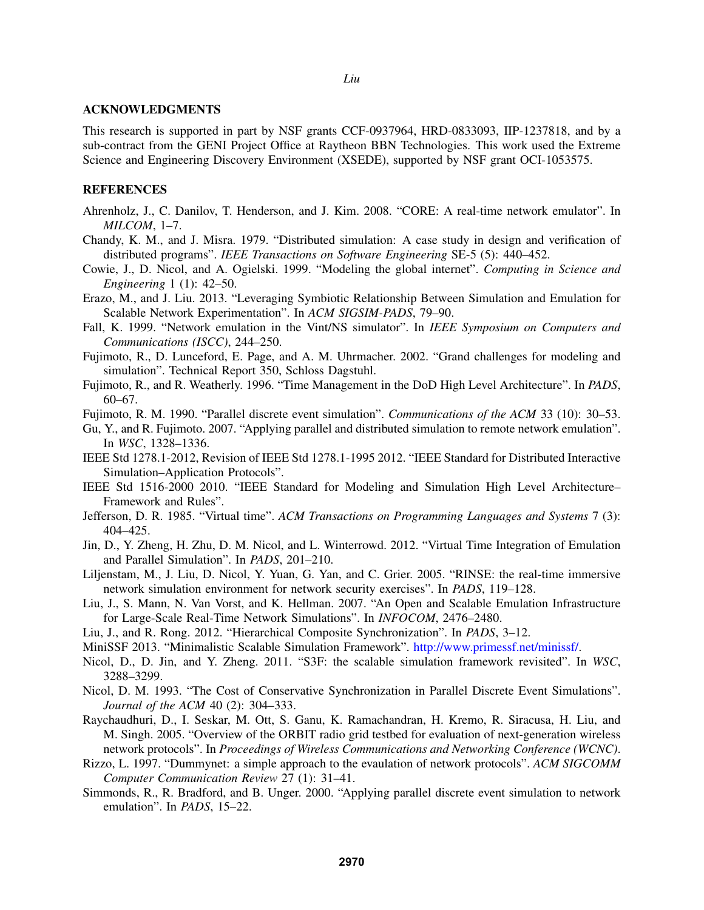## ACKNOWLEDGMENTS

This research is supported in part by NSF grants CCF-0937964, HRD-0833093, IIP-1237818, and by a sub-contract from the GENI Project Office at Raytheon BBN Technologies. This work used the Extreme Science and Engineering Discovery Environment (XSEDE), supported by NSF grant OCI-1053575.

## REFERENCES

Ahrenholz, J., C. Danilov, T. Henderson, and J. Kim. 2008. "CORE: A real-time network emulator". In *MILCOM*, 1–7.

Chandy, K. M., and J. Misra. 1979. "Distributed simulation: A case study in design and verification of distributed programs". *IEEE Transactions on Software Engineering* SE-5 (5): 440–452.

Cowie, J., D. Nicol, and A. Ogielski. 1999. "Modeling the global internet". *Computing in Science and Engineering* 1 (1): 42–50.

Erazo, M., and J. Liu. 2013. "Leveraging Symbiotic Relationship Between Simulation and Emulation for Scalable Network Experimentation". In *ACM SIGSIM-PADS*, 79–90.

Fall, K. 1999. "Network emulation in the Vint/NS simulator". In *IEEE Symposium on Computers and Communications (ISCC)*, 244–250.

Fujimoto, R., D. Lunceford, E. Page, and A. M. Uhrmacher. 2002. "Grand challenges for modeling and simulation". Technical Report 350, Schloss Dagstuhl.

Fujimoto, R., and R. Weatherly. 1996. "Time Management in the DoD High Level Architecture". In *PADS*, 60–67.

Fujimoto, R. M. 1990. "Parallel discrete event simulation". *Communications of the ACM* 33 (10): 30–53.

Gu, Y., and R. Fujimoto. 2007. "Applying parallel and distributed simulation to remote network emulation". In *WSC*, 1328–1336.

IEEE Std 1278.1-2012, Revision of IEEE Std 1278.1-1995 2012. "IEEE Standard for Distributed Interactive Simulation–Application Protocols".

IEEE Std 1516-2000 2010. "IEEE Standard for Modeling and Simulation High Level Architecture–Framework and Rules".

Jefferson, D. R. 1985. "Virtual time". *ACM Transactions on Programming Languages and Systems* 7 (3): 404–425.

Jin, D., Y. Zheng, H. Zhu, D. M. Nicol, and L. Winterrowd. 2012. "Virtual Time Integration of Emulation and Parallel Simulation". In *PADS*, 201–210.

Liljenstam, M., J. Liu, D. Nicol, Y. Yuan, G. Yan, and C. Grier. 2005. "RINSE: the real-time immersive network simulation environment for network security exercises". In *PADS*, 119–128.

Liu, J., S. Mann, N. Van Vorst, and K. Hellman. 2007. "An Open and Scalable Emulation Infrastructure for Large-Scale Real-Time Network Simulations". In *INFOCOM*, 2476–2480.

Liu, J., and R. Rong. 2012. "Hierarchical Composite Synchronization". In *PADS*, 3–12.

MiniSSF 2013. "Minimalistic Scalable Simulation Framework". http://www.primessf.net/minissf/.

Nicol, D., D. Jin, and Y. Zheng. 2011. "S3F: the scalable simulation framework revisited". In *WSC*, 3288–3299.

Nicol, D. M. 1993. "The Cost of Conservative Synchronization in Parallel Discrete Event Simulations". *Journal of the ACM* 40 (2): 304–333.

Raychaudhuri, D., I. Seskar, M. Ott, S. Ganu, K. Ramachandran, H. Kremo, R. Siracusa, H. Liu, and M. Singh. 2005. "Overview of the ORBIT radio grid testbed for evaluation of next-generation wireless network protocols". In *Proceedings of Wireless Communications and Networking Conference (WCNC)*.

Rizzo, L. 1997. "Dummynet: a simple approach to the evaulation of network protocols". *ACM SIGCOMM Computer Communication Review* 27 (1): 31–41.

Simmonds, R., R. Bradford, and B. Unger. 2000. "Applying parallel discrete event simulation to network emulation". In *PADS*, 15–22.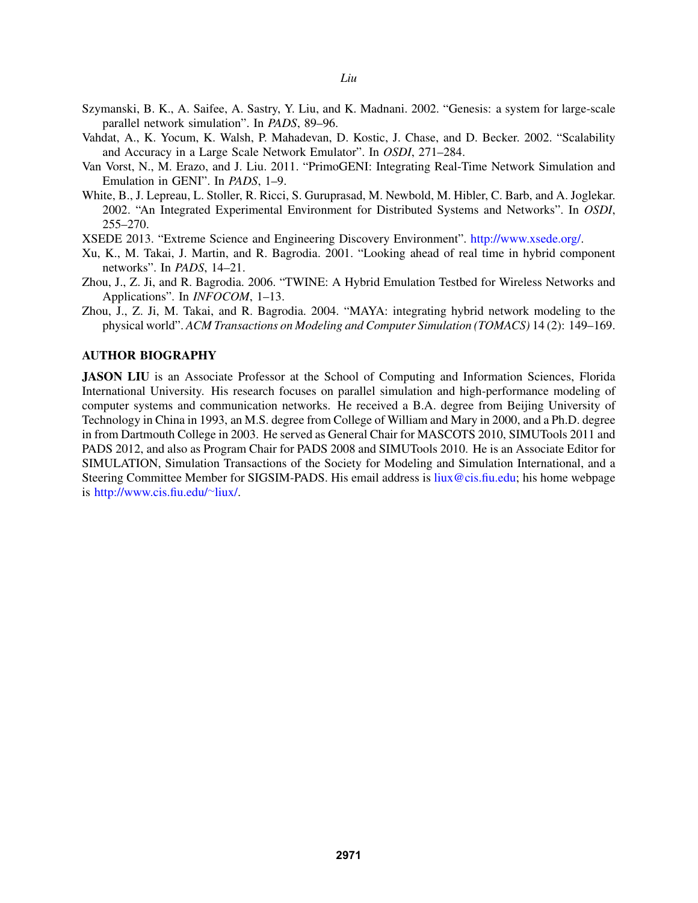Szymanski, B. K., A. Saifee, A. Sastry, Y. Liu, and K. Madnani. 2002. "Genesis: a system for large-scale parallel network simulation". In *PADS*, 89–96.

Vahdat, A., K. Yocum, K. Walsh, P. Mahadevan, D. Kostic, J. Chase, and D. Becker. 2002. "Scalability and Accuracy in a Large Scale Network Emulator". In *OSDI*, 271–284.

Van Vorst, N., M. Erazo, and J. Liu. 2011. "PrimoGENI: Integrating Real-Time Network Simulation and Emulation in GENI". In *PADS*, 1–9.

White, B., J. Lepreau, L. Stoller, R. Ricci, S. Guruprasad, M. Newbold, M. Hibler, C. Barb, and A. Joglekar. 2002. "An Integrated Experimental Environment for Distributed Systems and Networks". In *OSDI*, 255–270.

XSEDE 2013. "Extreme Science and Engineering Discovery Environment". http://www.xsede.org/.

Xu, K., M. Takai, J. Martin, and R. Bagrodia. 2001. "Looking ahead of real time in hybrid component networks". In *PADS*, 14–21.

Zhou, J., Z. Ji, and R. Bagrodia. 2006. "TWINE: A Hybrid Emulation Testbed for Wireless Networks and Applications". In *INFOCOM*, 1–13.

Zhou, J., Z. Ji, M. Takai, and R. Bagrodia. 2004. "MAYA: integrating hybrid network modeling to the physical world". *ACM Transactions on Modeling and Computer Simulation (TOMACS)* 14 (2): 149–169.

## AUTHOR BIOGRAPHY

**JASON LIU** is an Associate Professor at the School of Computing and Information Sciences, Florida International University. His research focuses on parallel simulation and high-performance modeling of computer systems and communication networks. He received a B.A. degree from Beijing University of Technology in China in 1993, an M.S. degree from College of William and Mary in 2000, and a Ph.D. degree in from Dartmouth College in 2003. He served as General Chair for MASCOTS 2010, SIMUTools 2011 and PADS 2012, and also as Program Chair for PADS 2008 and SIMUTools 2010. He is an Associate Editor for SIMULATION, Simulation Transactions of the Society for Modeling and Simulation International, and a Steering Committee Member for SIGSIM-PADS. His email address is liux@cis.fiu.edu; his home webpage is http://www.cis.fiu.edu/~liux/.